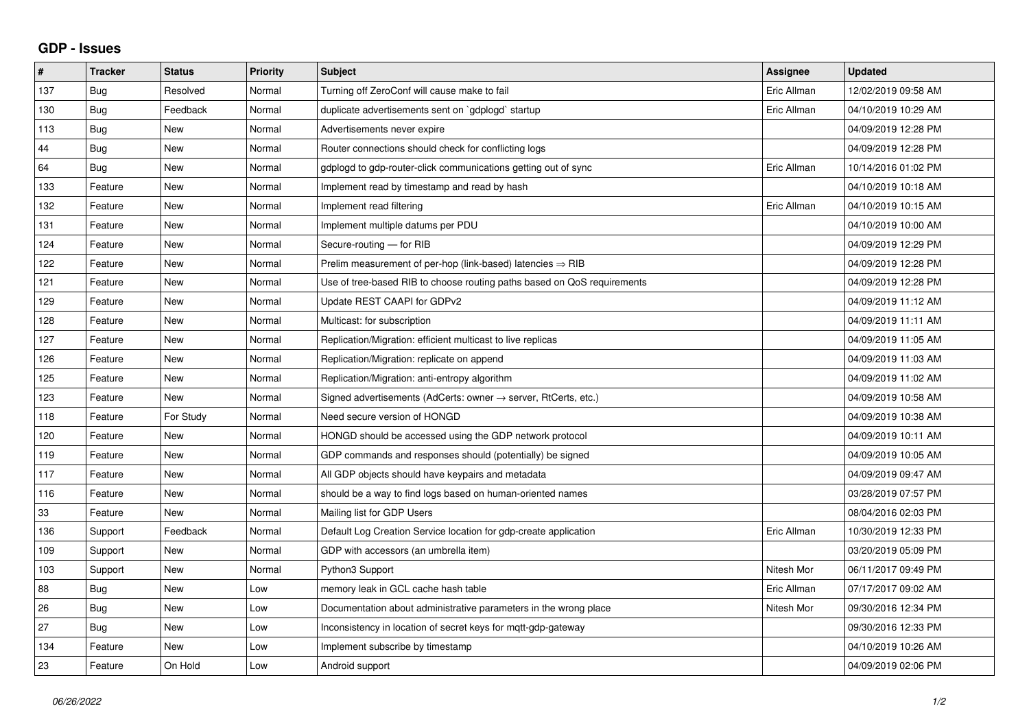## GDP - Issues

| # | Tracker | Status | Priority | Subject | Assignee | Updated |
|---|---|---|---|---|---|---|
| 137 | Bug | Resolved | Normal | Turning off ZeroConf will cause make to fail | Eric Allman | 12/02/2019 09:58 AM |
| 130 | Bug | Feedback | Normal | duplicate advertisements sent on `gdplogd` startup | Eric Allman | 04/10/2019 10:29 AM |
| 113 | Bug | New | Normal | Advertisements never expire | | 04/09/2019 12:28 PM |
| 44 | Bug | New | Normal | Router connections should check for conflicting logs | | 04/09/2019 12:28 PM |
| 64 | Bug | New | Normal | gdplogd to gdp-router-click communications getting out of sync | Eric Allman | 10/14/2016 01:02 PM |
| 133 | Feature | New | Normal | Implement read by timestamp and read by hash | | 04/10/2019 10:18 AM |
| 132 | Feature | New | Normal | Implement read filtering | Eric Allman | 04/10/2019 10:15 AM |
| 131 | Feature | New | Normal | Implement multiple datums per PDU | | 04/10/2019 10:00 AM |
| 124 | Feature | New | Normal | Secure-routing — for RIB | | 04/09/2019 12:29 PM |
| 122 | Feature | New | Normal | Prelim measurement of per-hop (link-based) latencies ⇒ RIB | | 04/09/2019 12:28 PM |
| 121 | Feature | New | Normal | Use of tree-based RIB to choose routing paths based on QoS requirements | | 04/09/2019 12:28 PM |
| 129 | Feature | New | Normal | Update REST CAAPI for GDPv2 | | 04/09/2019 11:12 AM |
| 128 | Feature | New | Normal | Multicast: for subscription | | 04/09/2019 11:11 AM |
| 127 | Feature | New | Normal | Replication/Migration: efficient multicast to live replicas | | 04/09/2019 11:05 AM |
| 126 | Feature | New | Normal | Replication/Migration: replicate on append | | 04/09/2019 11:03 AM |
| 125 | Feature | New | Normal | Replication/Migration: anti-entropy algorithm | | 04/09/2019 11:02 AM |
| 123 | Feature | New | Normal | Signed advertisements (AdCerts: owner → server, RtCerts, etc.) | | 04/09/2019 10:58 AM |
| 118 | Feature | For Study | Normal | Need secure version of HONGD | | 04/09/2019 10:38 AM |
| 120 | Feature | New | Normal | HONGD should be accessed using the GDP network protocol | | 04/09/2019 10:11 AM |
| 119 | Feature | New | Normal | GDP commands and responses should (potentially) be signed | | 04/09/2019 10:05 AM |
| 117 | Feature | New | Normal | All GDP objects should have keypairs and metadata | | 04/09/2019 09:47 AM |
| 116 | Feature | New | Normal | should be a way to find logs based on human-oriented names | | 03/28/2019 07:57 PM |
| 33 | Feature | New | Normal | Mailing list for GDP Users | | 08/04/2016 02:03 PM |
| 136 | Support | Feedback | Normal | Default Log Creation Service location for gdp-create application | Eric Allman | 10/30/2019 12:33 PM |
| 109 | Support | New | Normal | GDP with accessors (an umbrella item) | | 03/20/2019 05:09 PM |
| 103 | Support | New | Normal | Python3 Support | Nitesh Mor | 06/11/2017 09:49 PM |
| 88 | Bug | New | Low | memory leak in GCL cache hash table | Eric Allman | 07/17/2017 09:02 AM |
| 26 | Bug | New | Low | Documentation about administrative parameters in the wrong place | Nitesh Mor | 09/30/2016 12:34 PM |
| 27 | Bug | New | Low | Inconsistency in location of secret keys for mqtt-gdp-gateway | | 09/30/2016 12:33 PM |
| 134 | Feature | New | Low | Implement subscribe by timestamp | | 04/10/2019 10:26 AM |
| 23 | Feature | On Hold | Low | Android support | | 04/09/2019 02:06 PM |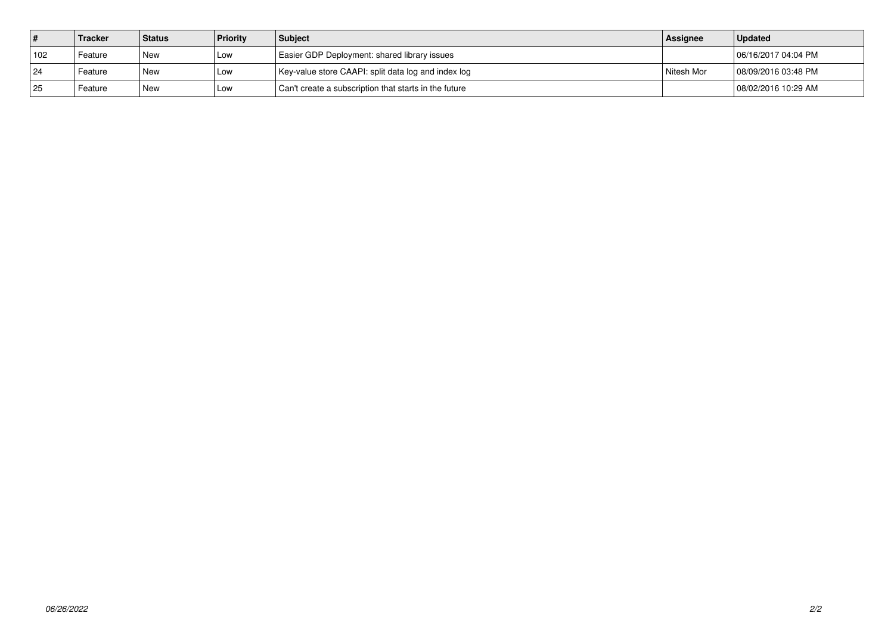| # | Tracker | Status | Priority | Subject | Assignee | Updated |
| --- | --- | --- | --- | --- | --- | --- |
| 102 | Feature | New | Low | Easier GDP Deployment: shared library issues | | 06/16/2017 04:04 PM |
| 24 | Feature | New | Low | Key-value store CAAPI: split data log and index log | Nitesh Mor | 08/09/2016 03:48 PM |
| 25 | Feature | New | Low | Can't create a subscription that starts in the future | | 08/02/2016 10:29 AM |